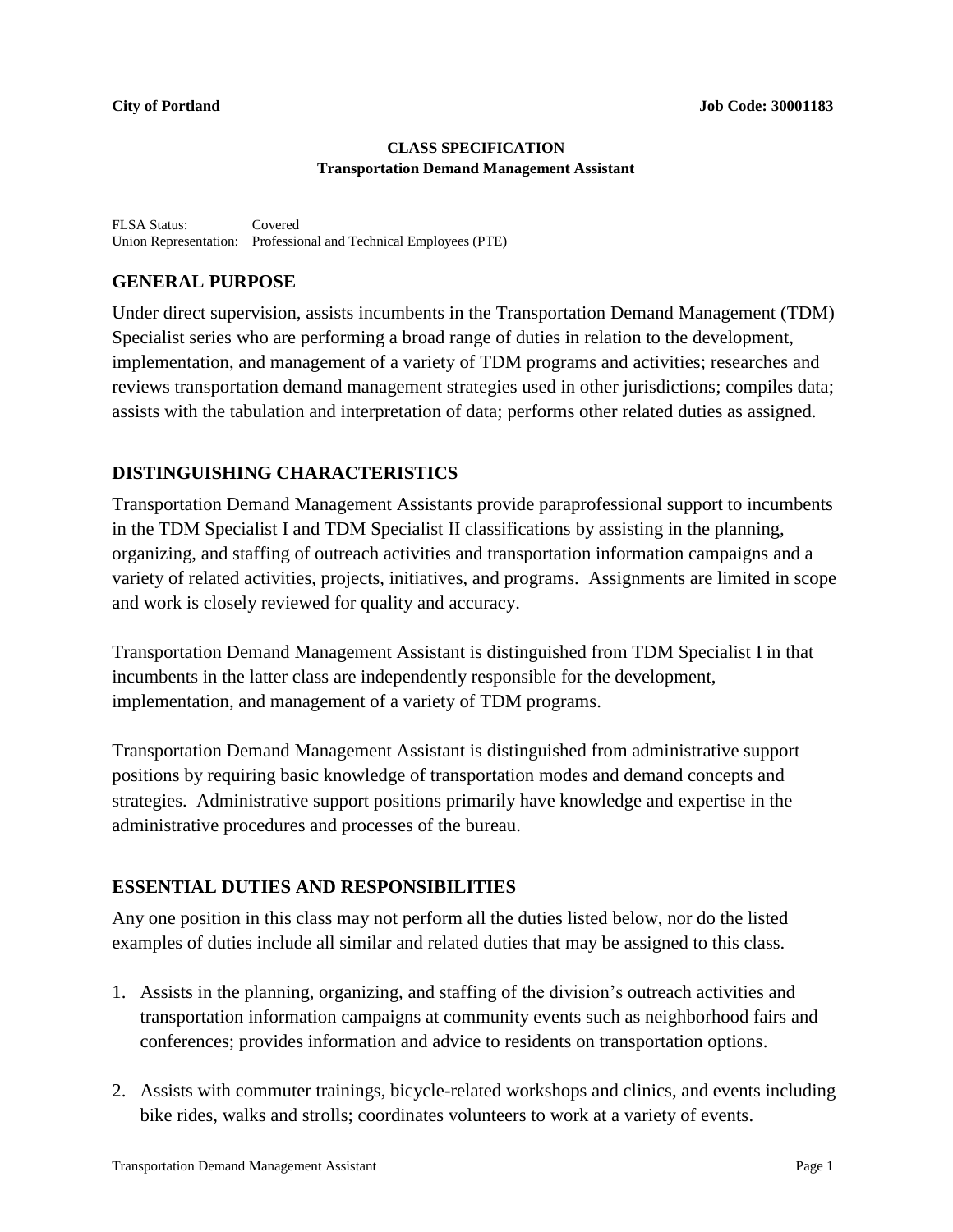**City of Portland** **Job Code: 30001183**

**CLASS SPECIFICATION**
**Transportation Demand Management Assistant**

FLSA Status: Covered
Union Representation: Professional and Technical Employees (PTE)

## GENERAL PURPOSE

Under direct supervision, assists incumbents in the Transportation Demand Management (TDM) Specialist series who are performing a broad range of duties in relation to the development, implementation, and management of a variety of TDM programs and activities; researches and reviews transportation demand management strategies used in other jurisdictions; compiles data; assists with the tabulation and interpretation of data; performs other related duties as assigned.

## DISTINGUISHING CHARACTERISTICS

Transportation Demand Management Assistants provide paraprofessional support to incumbents in the TDM Specialist I and TDM Specialist II classifications by assisting in the planning, organizing, and staffing of outreach activities and transportation information campaigns and a variety of related activities, projects, initiatives, and programs. Assignments are limited in scope and work is closely reviewed for quality and accuracy.

Transportation Demand Management Assistant is distinguished from TDM Specialist I in that incumbents in the latter class are independently responsible for the development, implementation, and management of a variety of TDM programs.

Transportation Demand Management Assistant is distinguished from administrative support positions by requiring basic knowledge of transportation modes and demand concepts and strategies. Administrative support positions primarily have knowledge and expertise in the administrative procedures and processes of the bureau.

## ESSENTIAL DUTIES AND RESPONSIBILITIES

Any one position in this class may not perform all the duties listed below, nor do the listed examples of duties include all similar and related duties that may be assigned to this class.

1. Assists in the planning, organizing, and staffing of the division's outreach activities and transportation information campaigns at community events such as neighborhood fairs and conferences; provides information and advice to residents on transportation options.
2. Assists with commuter trainings, bicycle-related workshops and clinics, and events including bike rides, walks and strolls; coordinates volunteers to work at a variety of events.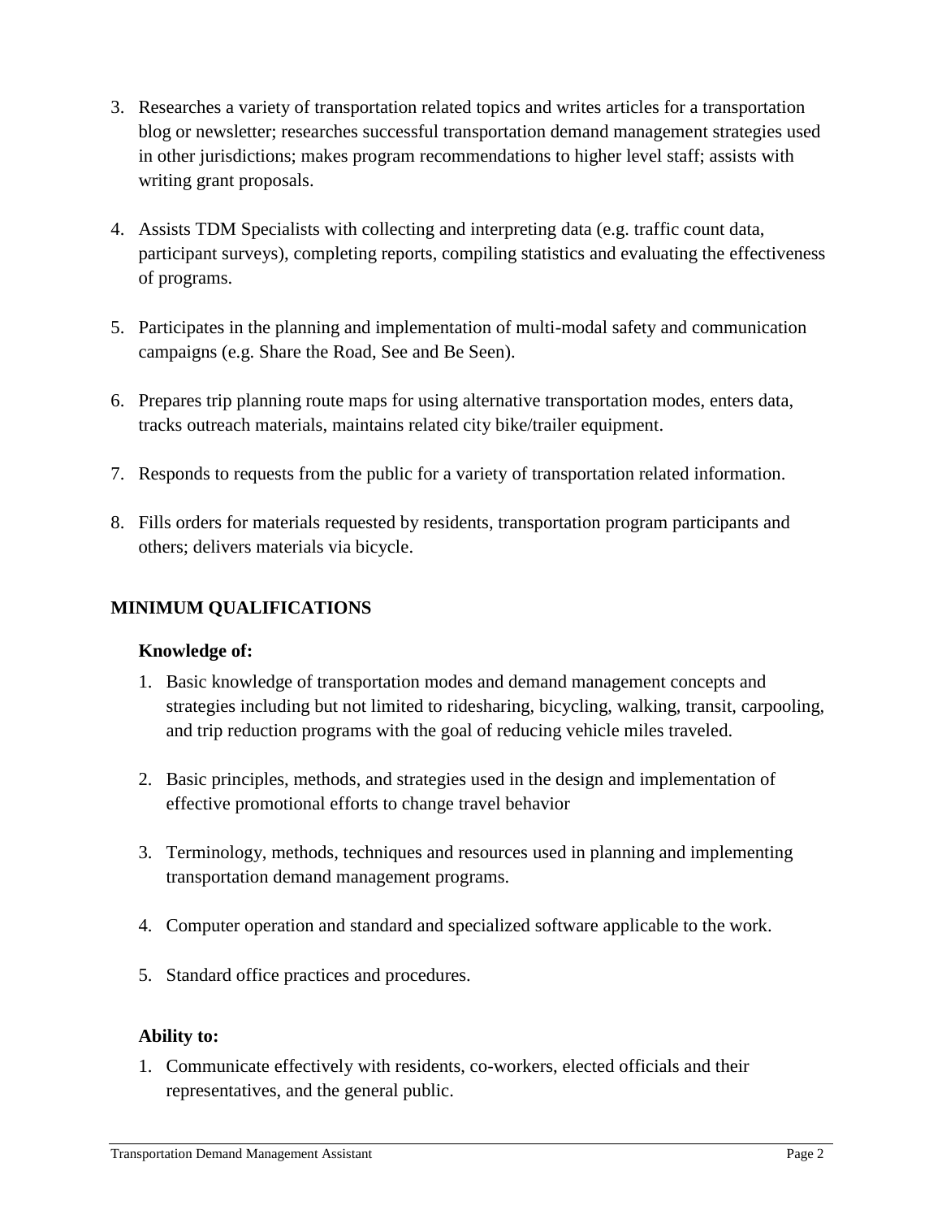3. Researches a variety of transportation related topics and writes articles for a transportation blog or newsletter; researches successful transportation demand management strategies used in other jurisdictions; makes program recommendations to higher level staff; assists with writing grant proposals.

4. Assists TDM Specialists with collecting and interpreting data (e.g. traffic count data, participant surveys), completing reports, compiling statistics and evaluating the effectiveness of programs.

5. Participates in the planning and implementation of multi-modal safety and communication campaigns (e.g. Share the Road, See and Be Seen).

6. Prepares trip planning route maps for using alternative transportation modes, enters data, tracks outreach materials, maintains related city bike/trailer equipment.

7. Responds to requests from the public for a variety of transportation related information.

8. Fills orders for materials requested by residents, transportation program participants and others; delivers materials via bicycle.

## MINIMUM QUALIFICATIONS

### Knowledge of:

1. Basic knowledge of transportation modes and demand management concepts and strategies including but not limited to ridesharing, bicycling, walking, transit, carpooling, and trip reduction programs with the goal of reducing vehicle miles traveled.

2. Basic principles, methods, and strategies used in the design and implementation of effective promotional efforts to change travel behavior

3. Terminology, methods, techniques and resources used in planning and implementing transportation demand management programs.

4. Computer operation and standard and specialized software applicable to the work.

5. Standard office practices and procedures.

### Ability to:

1. Communicate effectively with residents, co-workers, elected officials and their representatives, and the general public.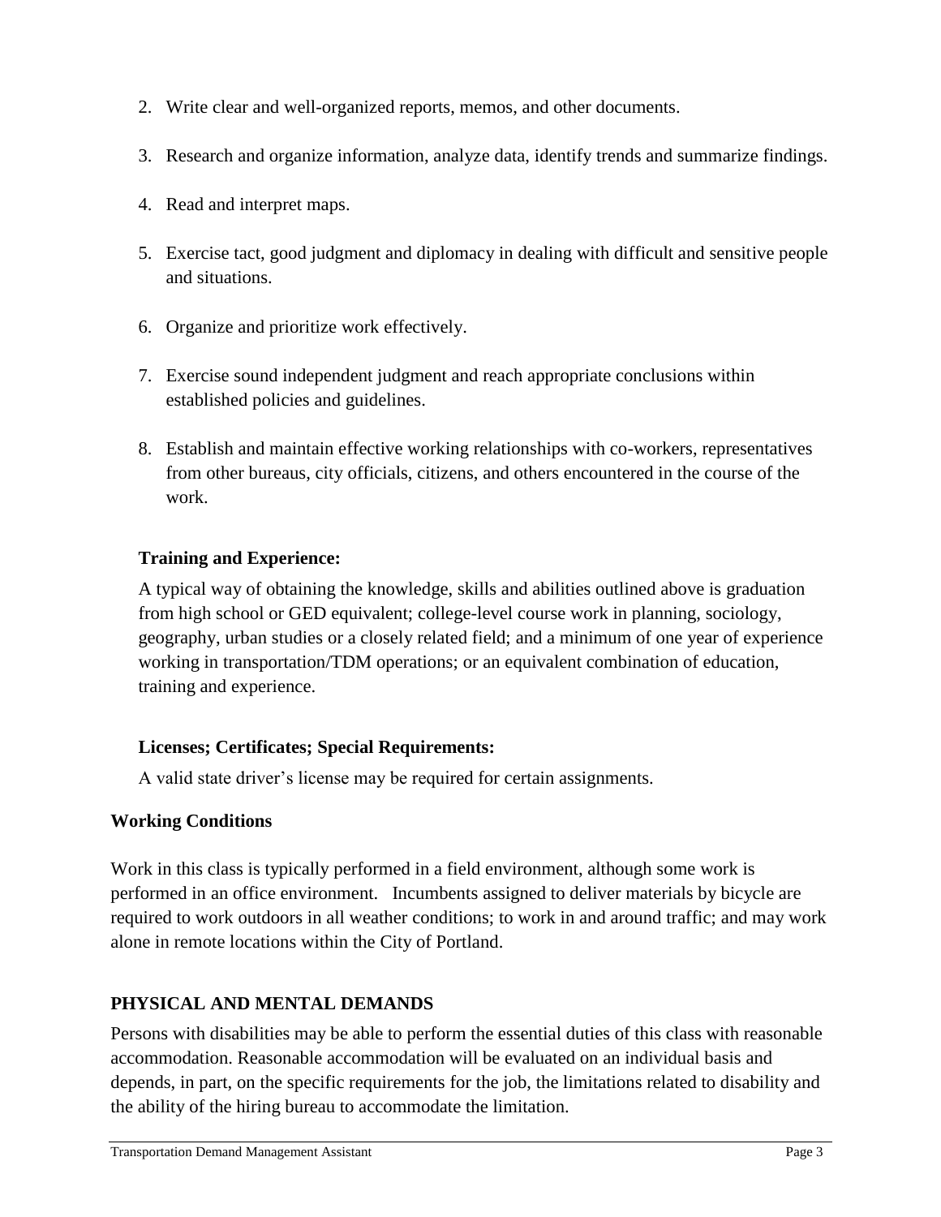2. Write clear and well-organized reports, memos, and other documents.

3. Research and organize information, analyze data, identify trends and summarize findings.

4. Read and interpret maps.

5. Exercise tact, good judgment and diplomacy in dealing with difficult and sensitive people and situations.

6. Organize and prioritize work effectively.

7. Exercise sound independent judgment and reach appropriate conclusions within established policies and guidelines.

8. Establish and maintain effective working relationships with co-workers, representatives from other bureaus, city officials, citizens, and others encountered in the course of the work.

**Training and Experience:**

A typical way of obtaining the knowledge, skills and abilities outlined above is graduation from high school or GED equivalent; college-level course work in planning, sociology, geography, urban studies or a closely related field; and a minimum of one year of experience working in transportation/TDM operations; or an equivalent combination of education, training and experience.

**Licenses; Certificates; Special Requirements:**

A valid state driver's license may be required for certain assignments.

**Working Conditions**

Work in this class is typically performed in a field environment, although some work is performed in an office environment. Incumbents assigned to deliver materials by bicycle are required to work outdoors in all weather conditions; to work in and around traffic; and may work alone in remote locations within the City of Portland.

**PHYSICAL AND MENTAL DEMANDS**

Persons with disabilities may be able to perform the essential duties of this class with reasonable accommodation. Reasonable accommodation will be evaluated on an individual basis and depends, in part, on the specific requirements for the job, the limitations related to disability and the ability of the hiring bureau to accommodate the limitation.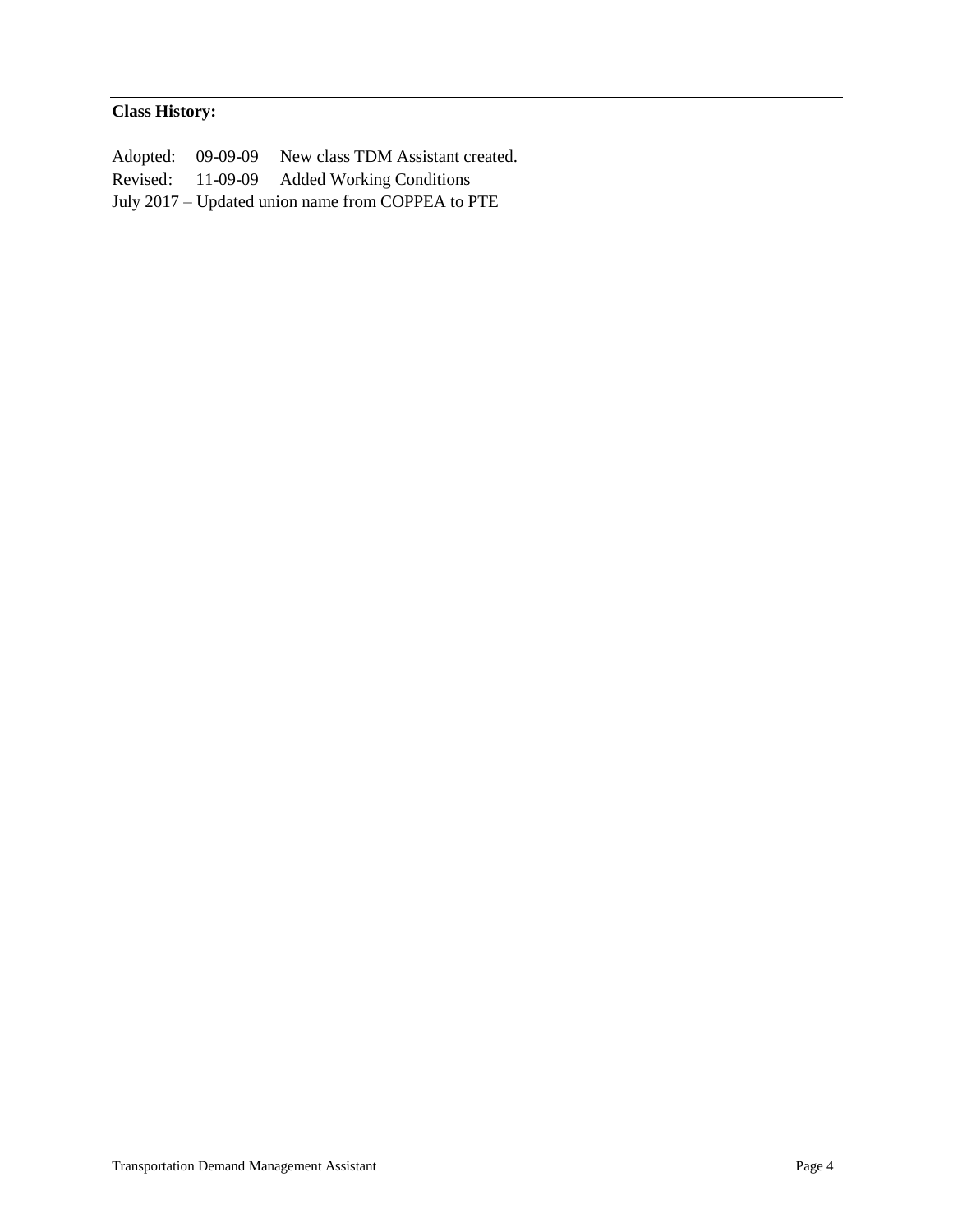**Class History:**

Adopted: 09-09-09 New class TDM Assistant created.
Revised: 11-09-09 Added Working Conditions
July 2017 – Updated union name from COPPEA to PTE